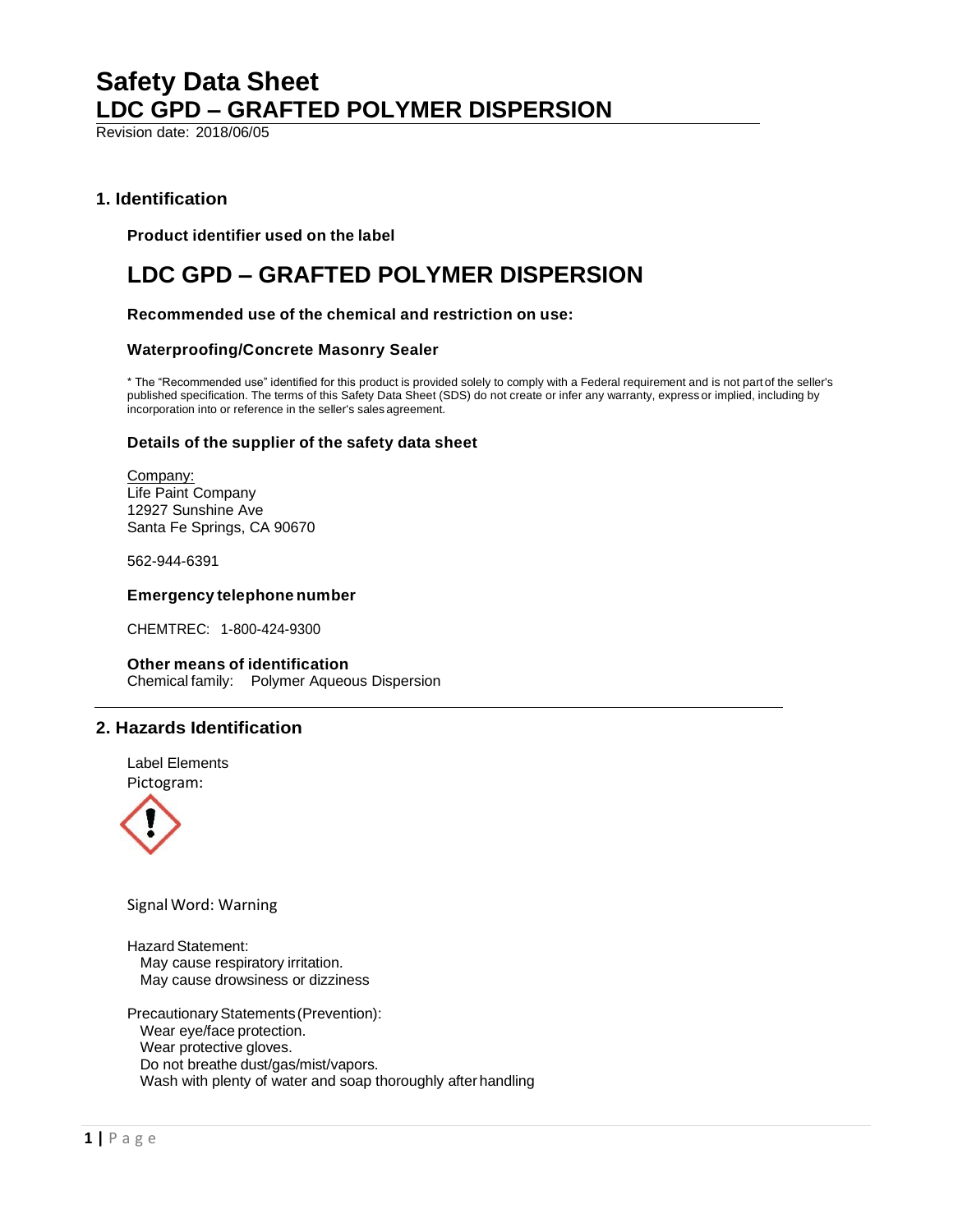# Safety Data Sheet
# LDC GPD – GRAFTED POLYMER DISPERSION

Revision date: 2018/06/05

## 1. Identification

**Product identifier used on the label**

# LDC GPD – GRAFTED POLYMER DISPERSION

**Recommended use of the chemical and restriction on use:**

**Waterproofing/Concrete Masonry Sealer**

* The "Recommended use" identified for this product is provided solely to comply with a Federal requirement and is not part of the seller's published specification. The terms of this Safety Data Sheet (SDS) do not create or infer any warranty, express or implied, including by incorporation into or reference in the seller's sales agreement.

**Details of the supplier of the safety data sheet**

Company:
Life Paint Company
12927 Sunshine Ave
Santa Fe Springs, CA 90670

562-944-6391

**Emergency telephone number**

CHEMTREC: 1-800-424-9300

**Other means of identification**
Chemical family: Polymer Aqueous Dispersion

## 2. Hazards Identification

Label Elements
Pictogram:

Signal Word: Warning

Hazard Statement:
May cause respiratory irritation.
May cause drowsiness or dizziness

Precautionary Statements (Prevention):
Wear eye/face protection.
Wear protective gloves.
Do not breathe dust/gas/mist/vapors.
Wash with plenty of water and soap thoroughly after handling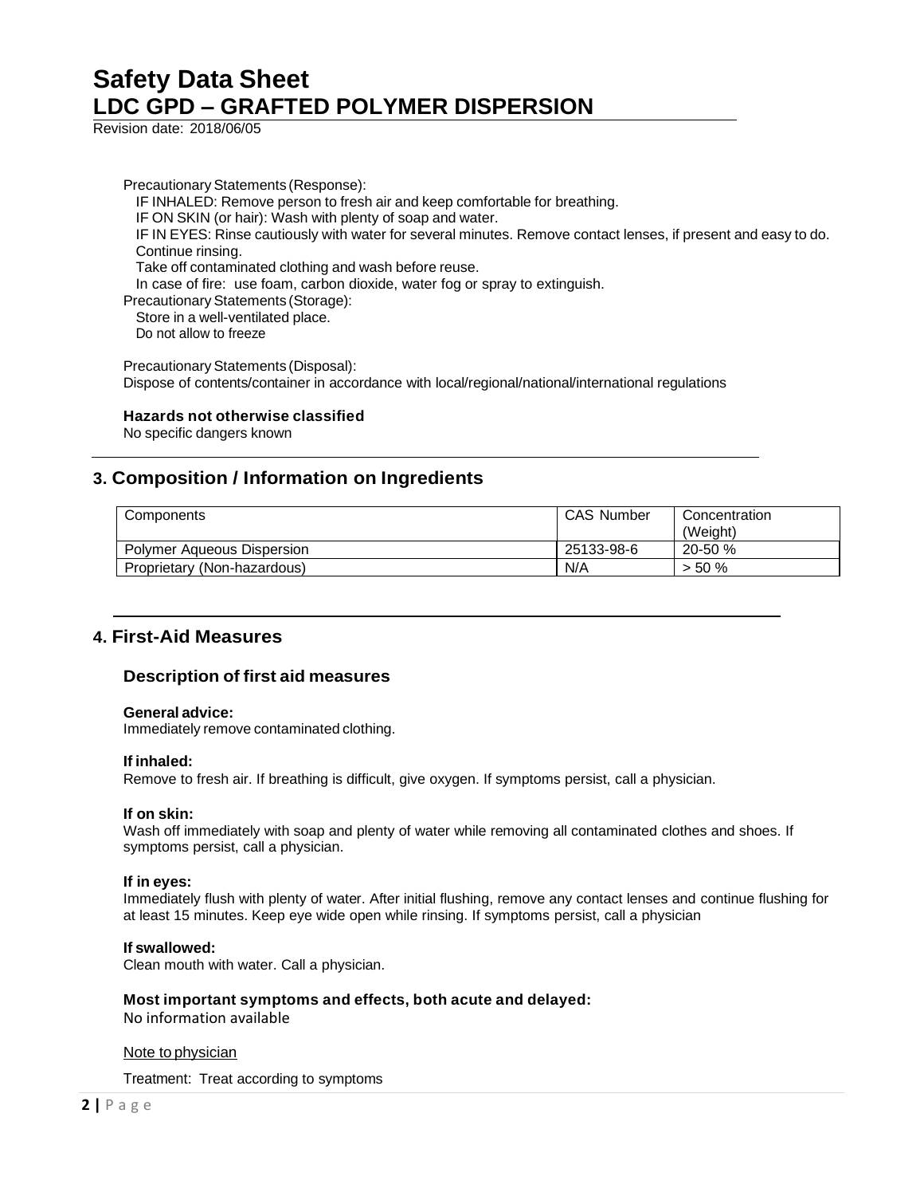Precautionary Statements (Response):

IF INHALED: Remove person to fresh air and keep comfortable for breathing.
IF ON SKIN (or hair): Wash with plenty of soap and water.
IF IN EYES: Rinse cautiously with water for several minutes. Remove contact lenses, if present and easy to do. Continue rinsing.
Take off contaminated clothing and wash before reuse.
In case of fire: use foam, carbon dioxide, water fog or spray to extinguish.

Precautionary Statements (Storage):

Store in a well-ventilated place.
Do not allow to freeze

Precautionary Statements (Disposal):
Dispose of contents/container in accordance with local/regional/national/international regulations

**Hazards not otherwise classified**
No specific dangers known

## 3. Composition / Information on Ingredients

| Components | CAS Number | Concentration (Weight) |
|---|---|---|
| Polymer Aqueous Dispersion | 25133-98-6 | 20-50 % |
| Proprietary (Non-hazardous) | N/A | > 50 % |

## 4. First-Aid Measures

### Description of first aid measures

**General advice:**
Immediately remove contaminated clothing.

**If inhaled:**
Remove to fresh air. If breathing is difficult, give oxygen. If symptoms persist, call a physician.

**If on skin:**
Wash off immediately with soap and plenty of water while removing all contaminated clothes and shoes. If symptoms persist, call a physician.

**If in eyes:**
Immediately flush with plenty of water. After initial flushing, remove any contact lenses and continue flushing for at least 15 minutes. Keep eye wide open while rinsing. If symptoms persist, call a physician

**If swallowed:**
Clean mouth with water. Call a physician.

**Most important symptoms and effects, both acute and delayed:**
No information available

Note to physician

Treatment: Treat according to symptoms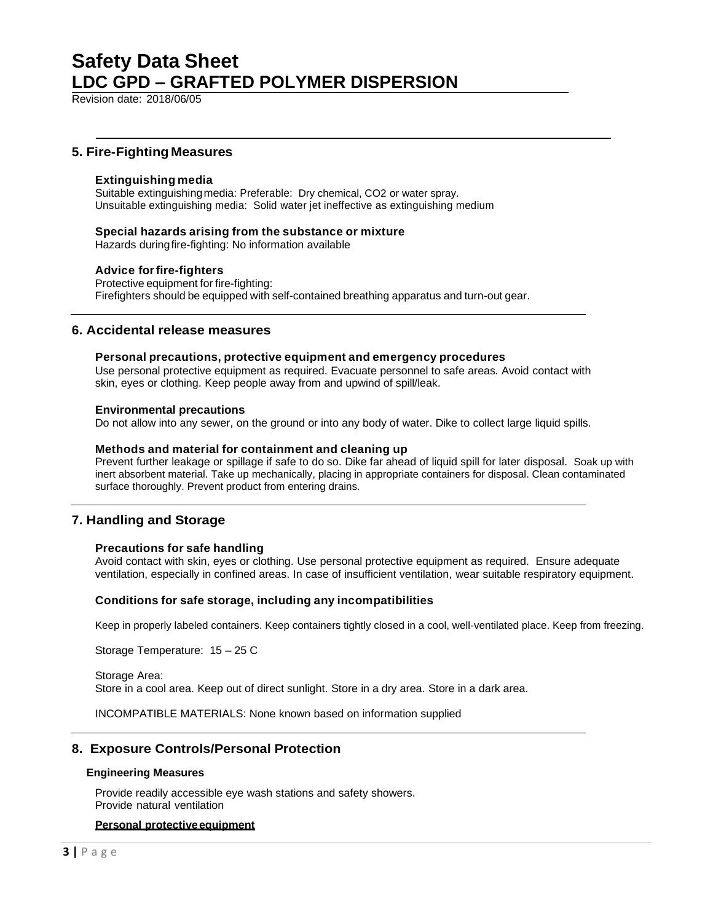## 5. Fire-Fighting Measures

### Extinguishing media

Suitable extinguishing media: Preferable: Dry chemical, $CO_2$ or water spray.
Unsuitable extinguishing media: Solid water jet ineffective as extinguishing medium

### Special hazards arising from the substance or mixture

Hazards during fire-fighting: No information available

### Advice for fire-fighters

Protective equipment for fire-fighting:
Firefighters should be equipped with self-contained breathing apparatus and turn-out gear.

## 6. Accidental release measures

### Personal precautions, protective equipment and emergency procedures

Use personal protective equipment as required. Evacuate personnel to safe areas. Avoid contact with skin, eyes or clothing. Keep people away from and upwind of spill/leak.

### Environmental precautions

Do not allow into any sewer, on the ground or into any body of water. Dike to collect large liquid spills.

### Methods and material for containment and cleaning up

Prevent further leakage or spillage if safe to do so. Dike far ahead of liquid spill for later disposal. Soak up with inert absorbent material. Take up mechanically, placing in appropriate containers for disposal. Clean contaminated surface thoroughly. Prevent product from entering drains.

## 7. Handling and Storage

### Precautions for safe handling

Avoid contact with skin, eyes or clothing. Use personal protective equipment as required. Ensure adequate ventilation, especially in confined areas. In case of insufficient ventilation, wear suitable respiratory equipment.

### Conditions for safe storage, including any incompatibilities

Keep in properly labeled containers. Keep containers tightly closed in a cool, well-ventilated place. Keep from freezing.

Storage Temperature: 15 – 25 C

Storage Area:
Store in a cool area. Keep out of direct sunlight. Store in a dry area. Store in a dark area.

INCOMPATIBLE MATERIALS: None known based on information supplied

## 8. Exposure Controls/Personal Protection

### Engineering Measures

Provide readily accessible eye wash stations and safety showers.
Provide natural ventilation

**Personal protective equipment**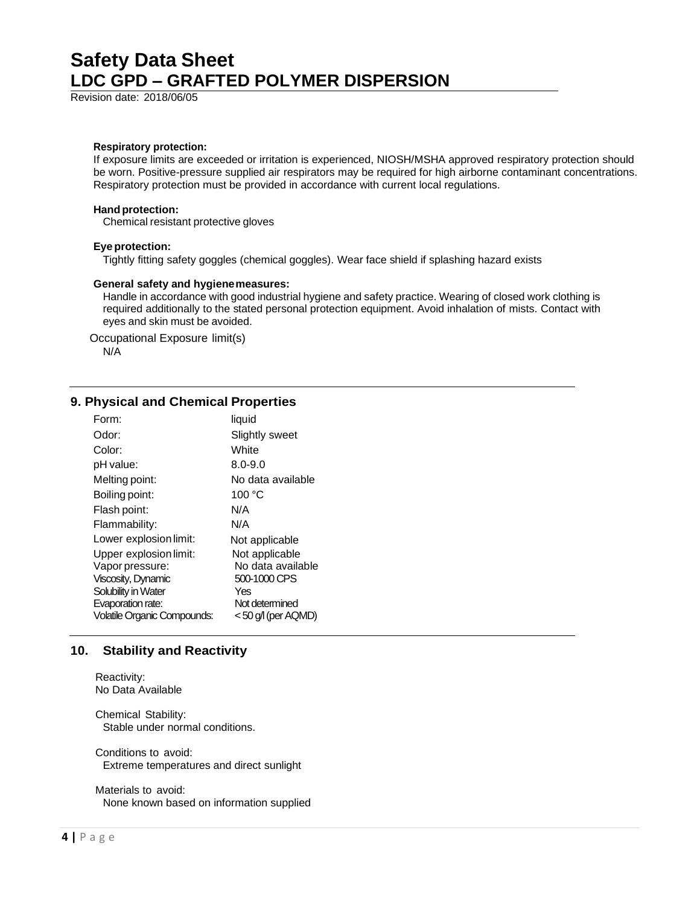**Respiratory protection:**
If exposure limits are exceeded or irritation is experienced, NIOSH/MSHA approved respiratory protection should be worn. Positive-pressure supplied air respirators may be required for high airborne contaminant concentrations. Respiratory protection must be provided in accordance with current local regulations.

**Hand protection:**
Chemical resistant protective gloves

**Eye protection:**
Tightly fitting safety goggles (chemical goggles). Wear face shield if splashing hazard exists

**General safety and hygiene measures:**
Handle in accordance with good industrial hygiene and safety practice. Wearing of closed work clothing is required additionally to the stated personal protection equipment. Avoid inhalation of mists. Contact with eyes and skin must be avoided.

Occupational Exposure limit(s)
N/A

## 9. Physical and Chemical Properties

| | |
|---|---|
| Form: | liquid |
| Odor: | Slightly sweet |
| Color: | White |
| pH value: | 8.0-9.0 |
| Melting point: | No data available |
| Boiling point: | 100 °C |
| Flash point: | N/A |
| Flammability: | N/A |
| Lower explosion limit: | Not applicable |
| Upper explosion limit: | Not applicable |
| Vapor pressure: | No data available |
| Viscosity, Dynamic | 500-1000 CPS |
| Solubility in Water | Yes |
| Evaporation rate: | Not determined |
| Volatile Organic Compounds: | < 50 g/l (per AQMD) |

## 10. Stability and Reactivity

Reactivity:
No Data Available

Chemical Stability:
Stable under normal conditions.

Conditions to avoid:
Extreme temperatures and direct sunlight

Materials to avoid:
None known based on information supplied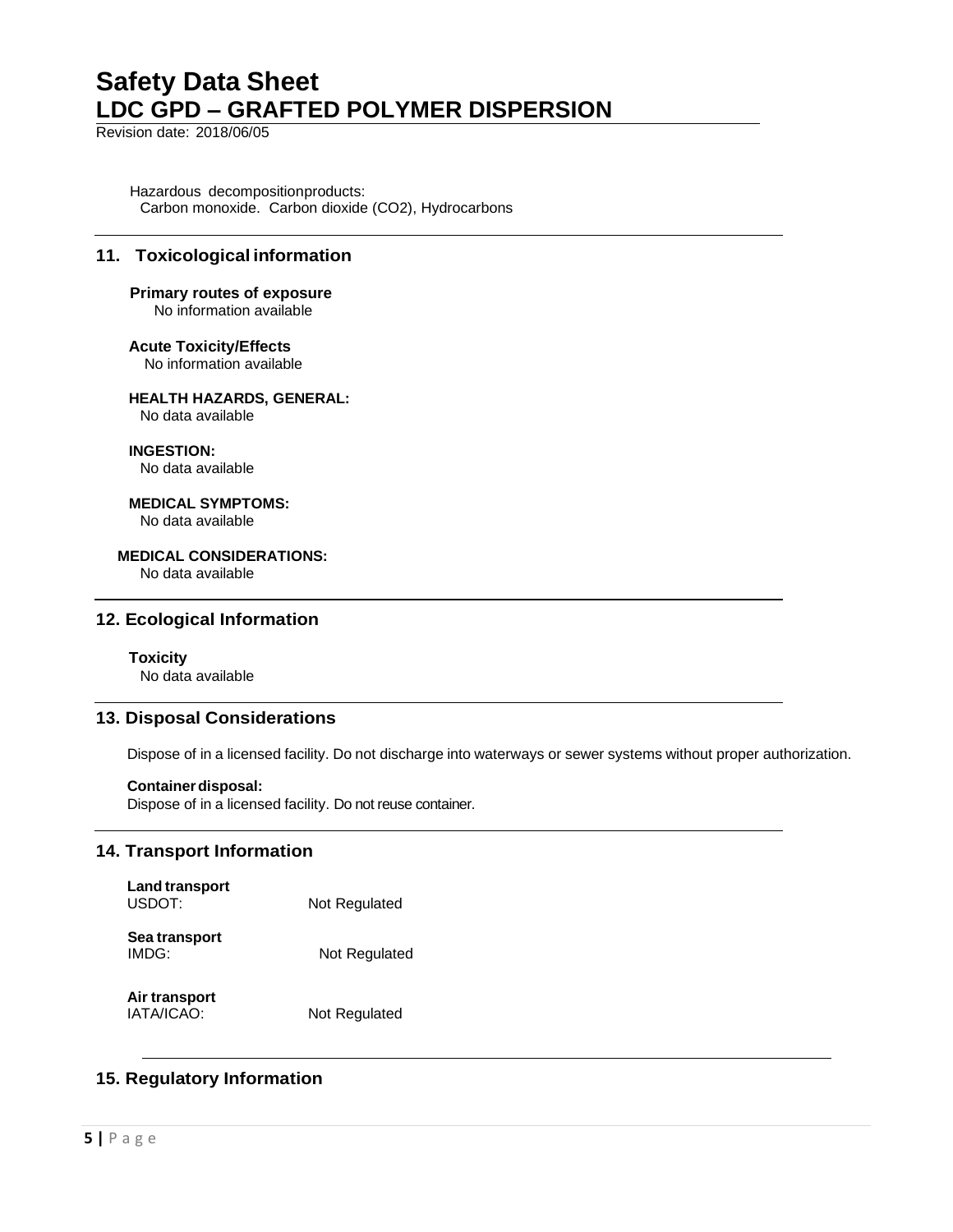Hazardous decomposition products:
Carbon monoxide. Carbon dioxide ($CO_2$), Hydrocarbons

## 11. Toxicological information

**Primary routes of exposure**
No information available

**Acute Toxicity/Effects**
No information available

**HEALTH HAZARDS, GENERAL:**
No data available

**INGESTION:**
No data available

**MEDICAL SYMPTOMS:**
No data available

**MEDICAL CONSIDERATIONS:**
No data available

## 12. Ecological Information

**Toxicity**
No data available

## 13. Disposal Considerations

Dispose of in a licensed facility. Do not discharge into waterways or sewer systems without proper authorization.

**Container disposal:**
Dispose of in a licensed facility. Do not reuse container.

## 14. Transport Information

**Land transport**
USDOT: Not Regulated

**Sea transport**
IMDG: Not Regulated

**Air transport**
IATA/ICAO: Not Regulated

## 15. Regulatory Information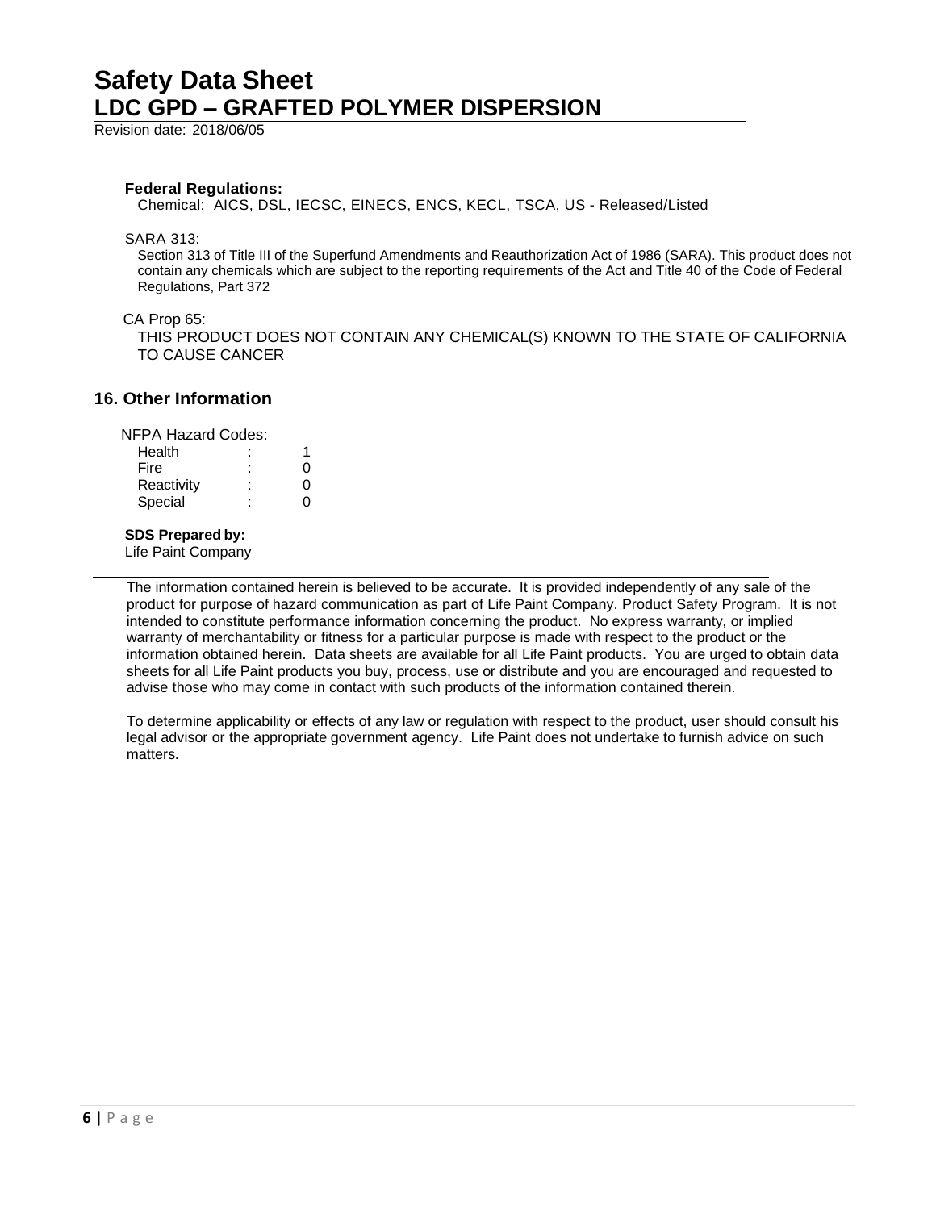**Federal Regulations:**

Chemical: AICS, DSL, IECSC, EINECS, ENCS, KECL, TSCA, US - Released/Listed

SARA 313:

Section 313 of Title III of the Superfund Amendments and Reauthorization Act of 1986 (SARA). This product does not contain any chemicals which are subject to the reporting requirements of the Act and Title 40 of the Code of Federal Regulations, Part 372

CA Prop 65:

THIS PRODUCT DOES NOT CONTAIN ANY CHEMICAL(S) KNOWN TO THE STATE OF CALIFORNIA TO CAUSE CANCER

## 16. Other Information

NFPA Hazard Codes:

| | | |
|---|---|---|
| Health | : | 1 |
| Fire | : | 0 |
| Reactivity | : | 0 |
| Special | : | 0 |

**SDS Prepared by:**

Life Paint Company

---

The information contained herein is believed to be accurate. It is provided independently of any sale of the product for purpose of hazard communication as part of Life Paint Company. Product Safety Program. It is not intended to constitute performance information concerning the product. No express warranty, or implied warranty of merchantability or fitness for a particular purpose is made with respect to the product or the information obtained herein. Data sheets are available for all Life Paint products. You are urged to obtain data sheets for all Life Paint products you buy, process, use or distribute and you are encouraged and requested to advise those who may come in contact with such products of the information contained therein.

To determine applicability or effects of any law or regulation with respect to the product, user should consult his legal advisor or the appropriate government agency. Life Paint does not undertake to furnish advice on such matters.